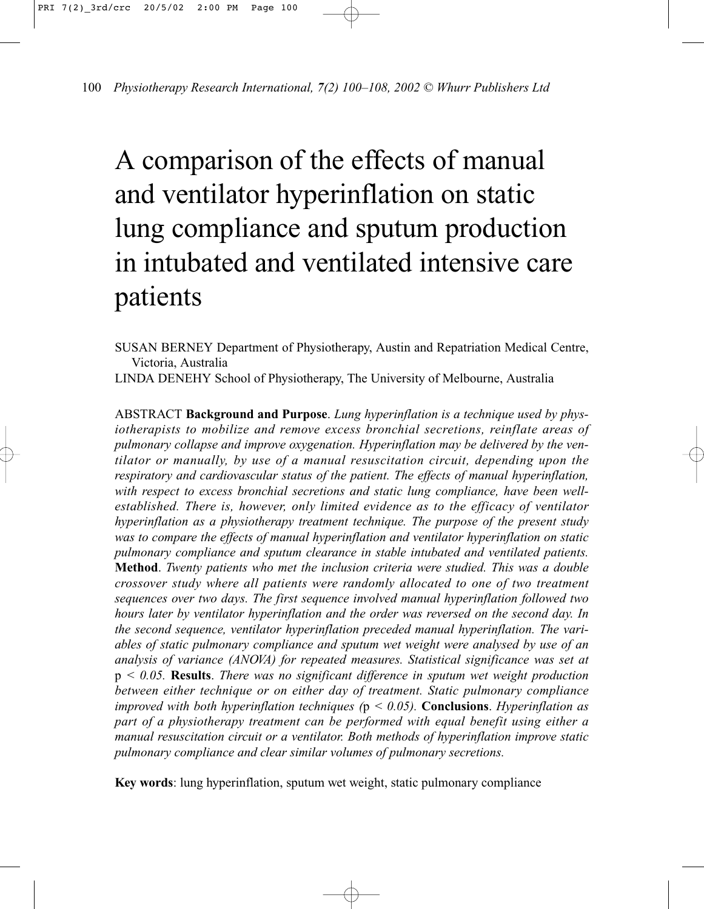# A comparison of the effects of manual and ventilator hyperinflation on static lung compliance and sputum production in intubated and ventilated intensive care patients

SUSAN BERNEY Department of Physiotherapy, Austin and Repatriation Medical Centre, Victoria, Australia

LINDA DENEHY School of Physiotherapy, The University of Melbourne, Australia

ABSTRACT **Background and Purpose**. *Lung hyperinflation is a technique used by physiotherapists to mobilize and remove excess bronchial secretions, reinflate areas of pulmonary collapse and improve oxygenation. Hyperinflation may be delivered by the ventilator or manually, by use of a manual resuscitation circuit, depending upon the respiratory and cardiovascular status of the patient. The effects of manual hyperinflation, with respect to excess bronchial secretions and static lung compliance, have been well-established. There is, however, only limited evidence as to the efficacy of ventilator hyperinflation as a physiotherapy treatment technique. The purpose of the present study was to compare the effects of manual hyperinflation and ventilator hyperinflation on static pulmonary compliance and sputum clearance in stable intubated and ventilated patients.* **Method**. *Twenty patients who met the inclusion criteria were studied. This was a double crossover study where all patients were randomly allocated to one of two treatment sequences over two days. The first sequence involved manual hyperinflation followed two hours later by ventilator hyperinflation and the order was reversed on the second day. In the second sequence, ventilator hyperinflation preceded manual hyperinflation. The variables of static pulmonary compliance and sputum wet weight were analysed by use of an analysis of variance (ANOVA) for repeated measures. Statistical significance was set at* $p < 0.05$. **Results**. *There was no significant difference in sputum wet weight production between either technique or on either day of treatment. Static pulmonary compliance improved with both hyperinflation techniques (*$p < 0.05$*).* **Conclusions**. *Hyperinflation as part of a physiotherapy treatment can be performed with equal benefit using either a manual resuscitation circuit or a ventilator. Both methods of hyperinflation improve static pulmonary compliance and clear similar volumes of pulmonary secretions.*

**Key words**: lung hyperinflation, sputum wet weight, static pulmonary compliance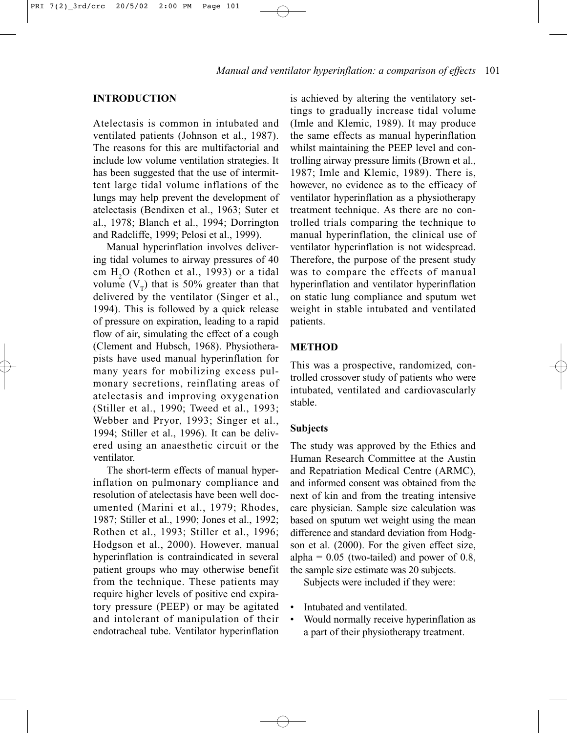## INTRODUCTION

Atelectasis is common in intubated and ventilated patients (Johnson et al., 1987). The reasons for this are multifactorial and include low volume ventilation strategies. It has been suggested that the use of intermittent large tidal volume inflations of the lungs may help prevent the development of atelectasis (Bendixen et al., 1963; Suter et al., 1978; Blanch et al., 1994; Dorrington and Radcliffe, 1999; Pelosi et al., 1999).

Manual hyperinflation involves delivering tidal volumes to airway pressures of 40 cm $H_2O$ (Rothen et al., 1993) or a tidal volume ($V_T$) that is 50% greater than that delivered by the ventilator (Singer et al., 1994). This is followed by a quick release of pressure on expiration, leading to a rapid flow of air, simulating the effect of a cough (Clement and Hubsch, 1968). Physiotherapists have used manual hyperinflation for many years for mobilizing excess pulmonary secretions, reinflating areas of atelectasis and improving oxygenation (Stiller et al., 1990; Tweed et al., 1993; Webber and Pryor, 1993; Singer et al., 1994; Stiller et al., 1996). It can be delivered using an anaesthetic circuit or the ventilator.

The short-term effects of manual hyperinflation on pulmonary compliance and resolution of atelectasis have been well documented (Marini et al., 1979; Rhodes, 1987; Stiller et al., 1990; Jones et al., 1992; Rothen et al., 1993; Stiller et al., 1996; Hodgson et al., 2000). However, manual hyperinflation is contraindicated in several patient groups who may otherwise benefit from the technique. These patients may require higher levels of positive end expiratory pressure (PEEP) or may be agitated and intolerant of manipulation of their endotracheal tube. Ventilator hyperinflation is achieved by altering the ventilatory settings to gradually increase tidal volume (Imle and Klemic, 1989). It may produce the same effects as manual hyperinflation whilst maintaining the PEEP level and controlling airway pressure limits (Brown et al., 1987; Imle and Klemic, 1989). There is, however, no evidence as to the efficacy of ventilator hyperinflation as a physiotherapy treatment technique. As there are no controlled trials comparing the technique to manual hyperinflation, the clinical use of ventilator hyperinflation is not widespread. Therefore, the purpose of the present study was to compare the effects of manual hyperinflation and ventilator hyperinflation on static lung compliance and sputum wet weight in stable intubated and ventilated patients.

## METHOD

This was a prospective, randomized, controlled crossover study of patients who were intubated, ventilated and cardiovascularly stable.

### Subjects

The study was approved by the Ethics and Human Research Committee at the Austin and Repatriation Medical Centre (ARMC), and informed consent was obtained from the next of kin and from the treating intensive care physician. Sample size calculation was based on sputum wet weight using the mean difference and standard deviation from Hodgson et al. (2000). For the given effect size, alpha = 0.05 (two-tailed) and power of 0.8, the sample size estimate was 20 subjects.

Subjects were included if they were:

- Intubated and ventilated.
- Would normally receive hyperinflation as a part of their physiotherapy treatment.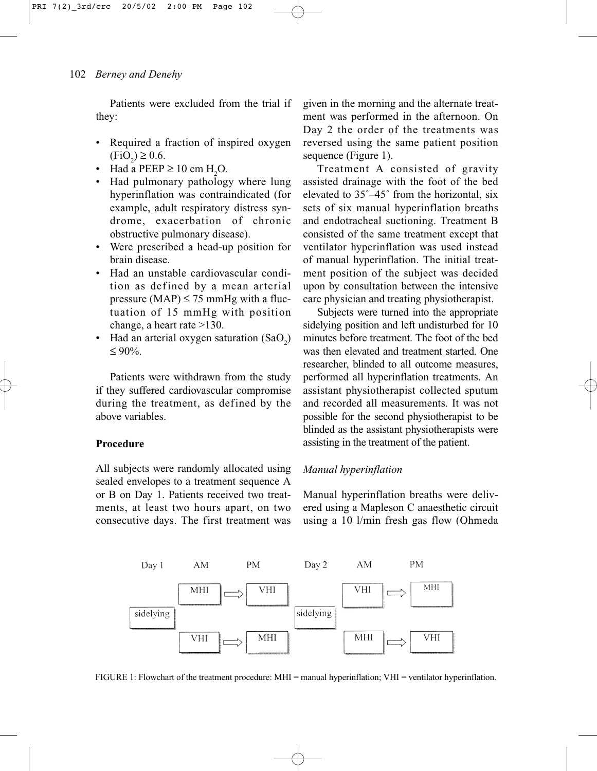Patients were excluded from the trial if they:

- Required a fraction of inspired oxygen ($FiO_2$) $\geq 0.6$.
- Had a PEEP $\geq 10$ cm $H_2O$.
- Had pulmonary pathology where lung hyperinflation was contraindicated (for example, adult respiratory distress syndrome, exacerbation of chronic obstructive pulmonary disease).
- Were prescribed a head-up position for brain disease.
- Had an unstable cardiovascular condition as defined by a mean arterial pressure (MAP) $\leq 75$ mmHg with a fluctuation of 15 mmHg with position change, a heart rate >130.
- Had an arterial oxygen saturation ($SaO_2$) $\leq 90\%$.

Patients were withdrawn from the study if they suffered cardiovascular compromise during the treatment, as defined by the above variables.

**Procedure**

All subjects were randomly allocated using sealed envelopes to a treatment sequence A or B on Day 1. Patients received two treatments, at least two hours apart, on two consecutive days. The first treatment was given in the morning and the alternate treatment was performed in the afternoon. On Day 2 the order of the treatments was reversed using the same patient position sequence (Figure 1).

Treatment A consisted of gravity assisted drainage with the foot of the bed elevated to 35˚–45˚ from the horizontal, six sets of six manual hyperinflation breaths and endotracheal suctioning. Treatment B consisted of the same treatment except that ventilator hyperinflation was used instead of manual hyperinflation. The initial treatment position of the subject was decided upon by consultation between the intensive care physician and treating physiotherapist.

Subjects were turned into the appropriate sidelying position and left undisturbed for 10 minutes before treatment. The foot of the bed was then elevated and treatment started. One researcher, blinded to all outcome measures, performed all hyperinflation treatments. An assistant physiotherapist collected sputum and recorded all measurements. It was not possible for the second physiotherapist to be blinded as the assistant physiotherapists were assisting in the treatment of the patient.

*Manual hyperinflation*

Manual hyperinflation breaths were delivered using a Mapleson C anaesthetic circuit using a 10 l/min fresh gas flow (Ohmeda

| Day 1 | AM | | PM | Day 2 | AM | | PM |
|---|---|---|---|---|---|---|---|
| | MHI | ⇨ | VHI | | VHI | ⇨ | MHI |
| sidelying | | | | sidelying | | | |
| | VHI | ⇨ | MHI | | MHI | ⇨ | VHI |

FIGURE 1: Flowchart of the treatment procedure: MHI = manual hyperinflation; VHI = ventilator hyperinflation.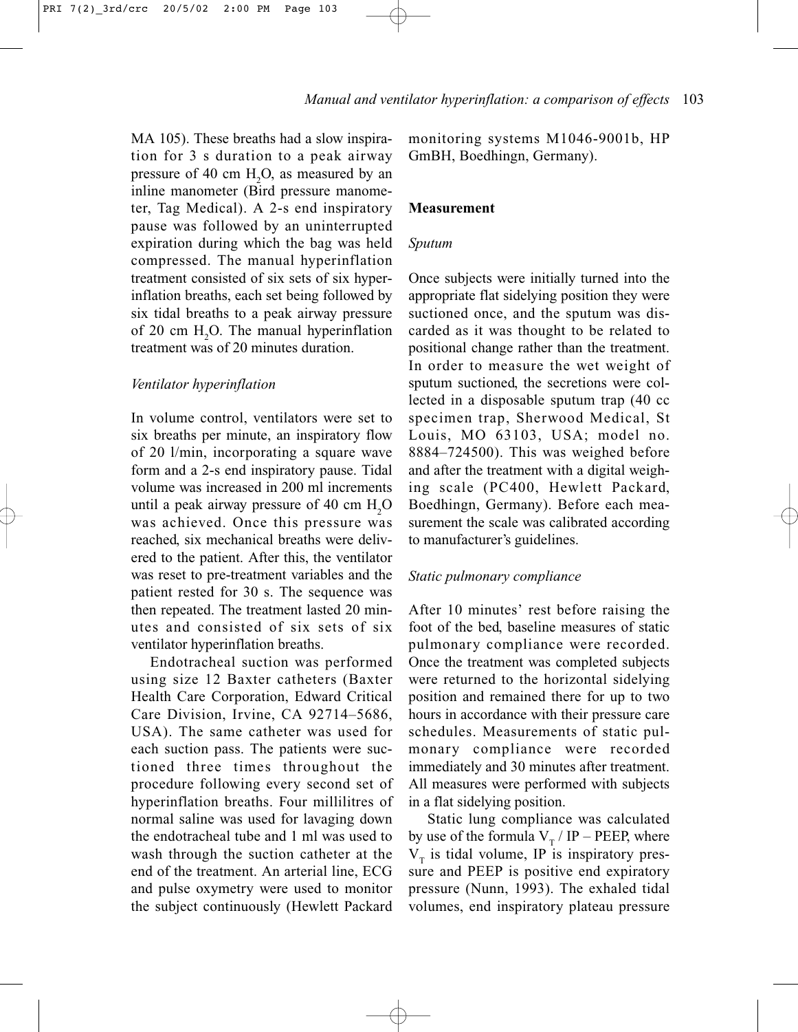MA 105). These breaths had a slow inspiration for 3 s duration to a peak airway pressure of 40 cm $H_2O$, as measured by an inline manometer (Bird pressure manometer, Tag Medical). A 2-s end inspiratory pause was followed by an uninterrupted expiration during which the bag was held compressed. The manual hyperinflation treatment consisted of six sets of six hyperinflation breaths, each set being followed by six tidal breaths to a peak airway pressure of 20 cm $H_2O$. The manual hyperinflation treatment was of 20 minutes duration.

### *Ventilator hyperinflation*

In volume control, ventilators were set to six breaths per minute, an inspiratory flow of 20 l/min, incorporating a square wave form and a 2-s end inspiratory pause. Tidal volume was increased in 200 ml increments until a peak airway pressure of 40 cm $H_2O$ was achieved. Once this pressure was reached, six mechanical breaths were delivered to the patient. After this, the ventilator was reset to pre-treatment variables and the patient rested for 30 s. The sequence was then repeated. The treatment lasted 20 minutes and consisted of six sets of six ventilator hyperinflation breaths.

Endotracheal suction was performed using size 12 Baxter catheters (Baxter Health Care Corporation, Edward Critical Care Division, Irvine, CA 92714–5686, USA). The same catheter was used for each suction pass. The patients were suctioned three times throughout the procedure following every second set of hyperinflation breaths. Four millilitres of normal saline was used for lavaging down the endotracheal tube and 1 ml was used to wash through the suction catheter at the end of the treatment. An arterial line, ECG and pulse oxymetry were used to monitor the subject continuously (Hewlett Packard monitoring systems M1046-9001b, HP GmBH, Boedhingn, Germany).

## Measurement

### *Sputum*

Once subjects were initially turned into the appropriate flat sidelying position they were suctioned once, and the sputum was discarded as it was thought to be related to positional change rather than the treatment. In order to measure the wet weight of sputum suctioned, the secretions were collected in a disposable sputum trap (40 cc specimen trap, Sherwood Medical, St Louis, MO 63103, USA; model no. 8884–724500). This was weighed before and after the treatment with a digital weighing scale (PC400, Hewlett Packard, Boedhingn, Germany). Before each measurement the scale was calibrated according to manufacturer's guidelines.

### *Static pulmonary compliance*

After 10 minutes' rest before raising the foot of the bed, baseline measures of static pulmonary compliance were recorded. Once the treatment was completed subjects were returned to the horizontal sidelying position and remained there for up to two hours in accordance with their pressure care schedules. Measurements of static pulmonary compliance were recorded immediately and 30 minutes after treatment. All measures were performed with subjects in a flat sidelying position.

Static lung compliance was calculated by use of the formula $V_T$ / IP – PEEP, where $V_T$ is tidal volume, IP is inspiratory pressure and PEEP is positive end expiratory pressure (Nunn, 1993). The exhaled tidal volumes, end inspiratory plateau pressure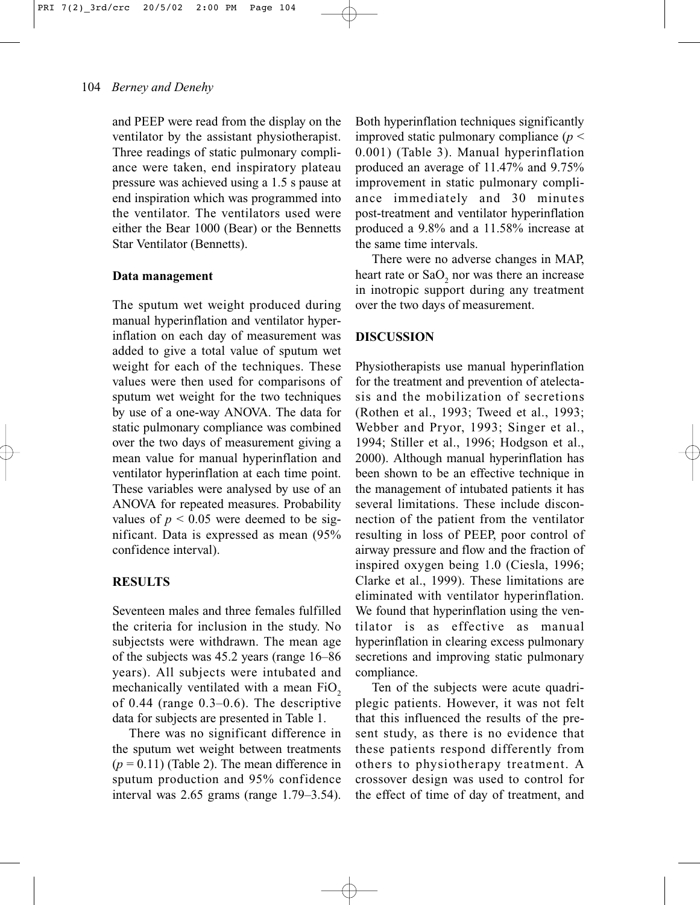and PEEP were read from the display on the ventilator by the assistant physiotherapist. Three readings of static pulmonary compliance were taken, end inspiratory plateau pressure was achieved using a 1.5 s pause at end inspiration which was programmed into the ventilator. The ventilators used were either the Bear 1000 (Bear) or the Bennetts Star Ventilator (Bennetts).

### Data management

The sputum wet weight produced during manual hyperinflation and ventilator hyperinflation on each day of measurement was added to give a total value of sputum wet weight for each of the techniques. These values were then used for comparisons of sputum wet weight for the two techniques by use of a one-way ANOVA. The data for static pulmonary compliance was combined over the two days of measurement giving a mean value for manual hyperinflation and ventilator hyperinflation at each time point. These variables were analysed by use of an ANOVA for repeated measures. Probability values of $p < 0.05$ were deemed to be significant. Data is expressed as mean (95% confidence interval).

## RESULTS

Seventeen males and three females fulfilled the criteria for inclusion in the study. No subjectsts were withdrawn. The mean age of the subjects was 45.2 years (range 16–86 years). All subjects were intubated and mechanically ventilated with a mean $FiO_2$ of 0.44 (range 0.3–0.6). The descriptive data for subjects are presented in Table 1.

There was no significant difference in the sputum wet weight between treatments ($p = 0.11$) (Table 2). The mean difference in sputum production and 95% confidence interval was 2.65 grams (range 1.79–3.54). Both hyperinflation techniques significantly improved static pulmonary compliance ($p < 0.001$) (Table 3). Manual hyperinflation produced an average of 11.47% and 9.75% improvement in static pulmonary compliance immediately and 30 minutes post-treatment and ventilator hyperinflation produced a 9.8% and a 11.58% increase at the same time intervals.

There were no adverse changes in MAP, heart rate or $SaO_2$ nor was there an increase in inotropic support during any treatment over the two days of measurement.

## DISCUSSION

Physiotherapists use manual hyperinflation for the treatment and prevention of atelectasis and the mobilization of secretions (Rothen et al., 1993; Tweed et al., 1993; Webber and Pryor, 1993; Singer et al., 1994; Stiller et al., 1996; Hodgson et al., 2000). Although manual hyperinflation has been shown to be an effective technique in the management of intubated patients it has several limitations. These include disconnection of the patient from the ventilator resulting in loss of PEEP, poor control of airway pressure and flow and the fraction of inspired oxygen being 1.0 (Ciesla, 1996; Clarke et al., 1999). These limitations are eliminated with ventilator hyperinflation. We found that hyperinflation using the ventilator is as effective as manual hyperinflation in clearing excess pulmonary secretions and improving static pulmonary compliance.

Ten of the subjects were acute quadriplegic patients. However, it was not felt that this influenced the results of the present study, as there is no evidence that these patients respond differently from others to physiotherapy treatment. A crossover design was used to control for the effect of time of day of treatment, and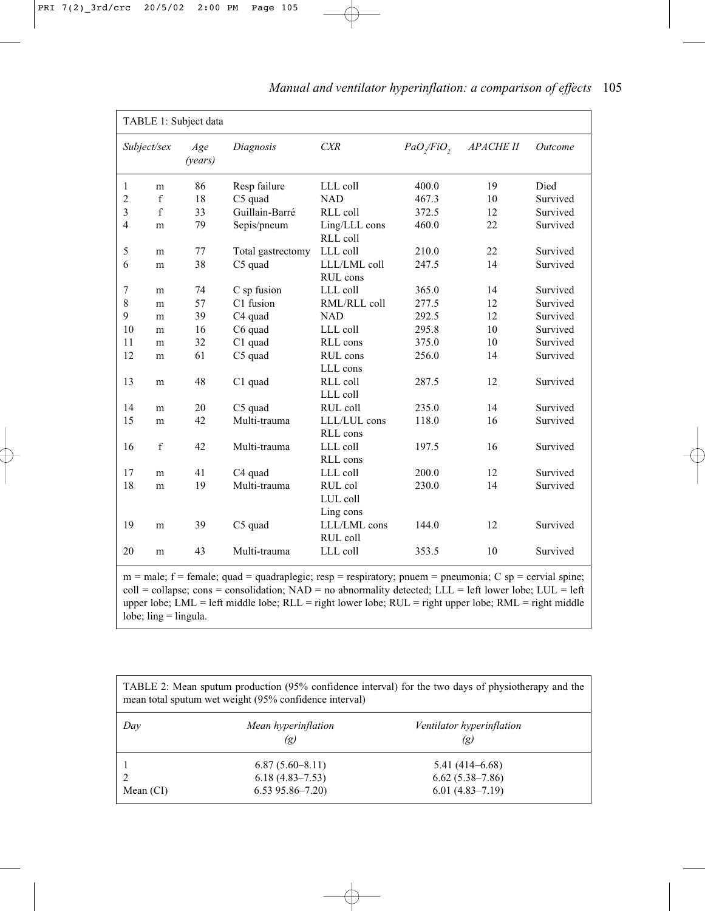TABLE 1: Subject data

| Subject/sex | | Age (years) | Diagnosis | CXR | $PaO_2/FiO_2$ | APACHE II | Outcome |
|---|---|---|---|---|---|---|---|
| 1 | m | 86 | Resp failure | LLL coll | 400.0 | 19 | Died |
| 2 | f | 18 | C5 quad | NAD | 467.3 | 10 | Survived |
| 3 | f | 33 | Guillain-Barré | RLL coll | 372.5 | 12 | Survived |
| 4 | m | 79 | Sepis/pneum | Ling/LLL cons RLL coll | 460.0 | 22 | Survived |
| 5 | m | 77 | Total gastrectomy | LLL coll | 210.0 | 22 | Survived |
| 6 | m | 38 | C5 quad | LLL/LML coll RUL cons | 247.5 | 14 | Survived |
| 7 | m | 74 | C sp fusion | LLL coll | 365.0 | 14 | Survived |
| 8 | m | 57 | C1 fusion | RML/RLL coll | 277.5 | 12 | Survived |
| 9 | m | 39 | C4 quad | NAD | 292.5 | 12 | Survived |
| 10 | m | 16 | C6 quad | LLL coll | 295.8 | 10 | Survived |
| 11 | m | 32 | C1 quad | RLL cons | 375.0 | 10 | Survived |
| 12 | m | 61 | C5 quad | RUL cons LLL cons | 256.0 | 14 | Survived |
| 13 | m | 48 | C1 quad | RLL coll LLL coll | 287.5 | 12 | Survived |
| 14 | m | 20 | C5 quad | RUL coll | 235.0 | 14 | Survived |
| 15 | m | 42 | Multi-trauma | LLL/LUL cons RLL cons | 118.0 | 16 | Survived |
| 16 | f | 42 | Multi-trauma | LLL coll RLL cons | 197.5 | 16 | Survived |
| 17 | m | 41 | C4 quad | LLL coll | 200.0 | 12 | Survived |
| 18 | m | 19 | Multi-trauma | RUL col LUL coll Ling cons | 230.0 | 14 | Survived |
| 19 | m | 39 | C5 quad | LLL/LML cons RUL coll | 144.0 | 12 | Survived |
| 20 | m | 43 | Multi-trauma | LLL coll | 353.5 | 10 | Survived |

m = male; f = female; quad = quadraplegic; resp = respiratory; pnuem = pneumonia; C sp = cervial spine; coll = collapse; cons = consolidation; NAD = no abnormality detected; LLL = left lower lobe; LUL = left upper lobe; LML = left middle lobe; RLL = right lower lobe; RUL = right upper lobe; RML = right middle lobe; ling = lingula.

TABLE 2: Mean sputum production (95% confidence interval) for the two days of physiotherapy and the mean total sputum wet weight (95% confidence interval)

| Day | Mean hyperinflation (g) | Ventilator hyperinflation (g) |
|---|---|---|
| 1 | 6.87 (5.60–8.11) | 5.41 (414–6.68) |
| 2 | 6.18 (4.83–7.53) | 6.62 (5.38–7.86) |
| Mean (CI) | 6.53 95.86–7.20) | 6.01 (4.83–7.19) |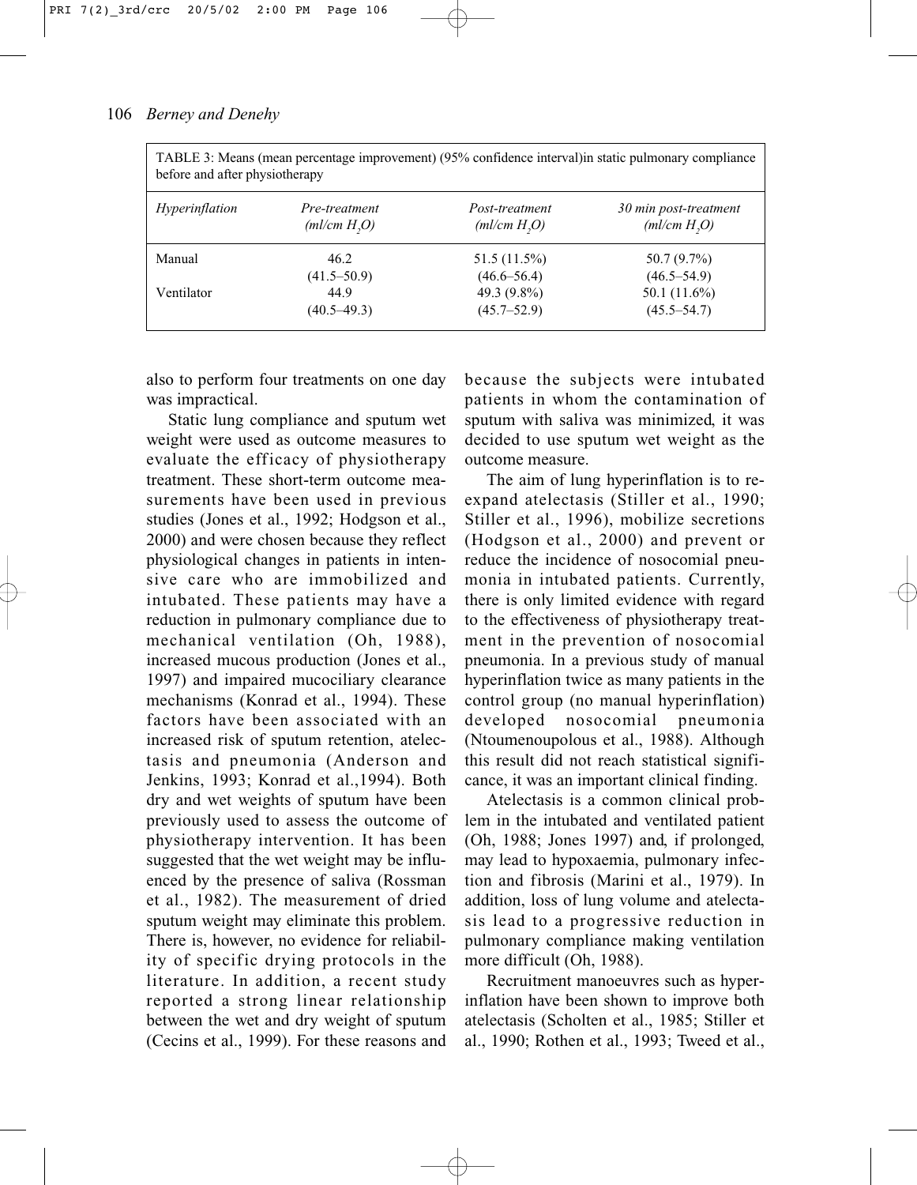TABLE 3: Means (mean percentage improvement) (95% confidence interval)in static pulmonary compliance before and after physiotherapy

| *Hyperinflation* | *Pre-treatment (ml/cm $H_2O$)* | *Post-treatment (ml/cm $H_2O$)* | *30 min post-treatment (ml/cm $H_2O$)* |
|---|---|---|---|
| Manual | 46.2 (41.5–50.9) | 51.5 (11.5%) (46.6–56.4) | 50.7 (9.7%) (46.5–54.9) |
| Ventilator | 44.9 (40.5–49.3) | 49.3 (9.8%) (45.7–52.9) | 50.1 (11.6%) (45.5–54.7) |

also to perform four treatments on one day was impractical.

Static lung compliance and sputum wet weight were used as outcome measures to evaluate the efficacy of physiotherapy treatment. These short-term outcome measurements have been used in previous studies (Jones et al., 1992; Hodgson et al., 2000) and were chosen because they reflect physiological changes in patients in intensive care who are immobilized and intubated. These patients may have a reduction in pulmonary compliance due to mechanical ventilation (Oh, 1988), increased mucous production (Jones et al., 1997) and impaired mucociliary clearance mechanisms (Konrad et al., 1994). These factors have been associated with an increased risk of sputum retention, atelectasis and pneumonia (Anderson and Jenkins, 1993; Konrad et al.,1994). Both dry and wet weights of sputum have been previously used to assess the outcome of physiotherapy intervention. It has been suggested that the wet weight may be influenced by the presence of saliva (Rossman et al., 1982). The measurement of dried sputum weight may eliminate this problem. There is, however, no evidence for reliability of specific drying protocols in the literature. In addition, a recent study reported a strong linear relationship between the wet and dry weight of sputum (Cecins et al., 1999). For these reasons and because the subjects were intubated patients in whom the contamination of sputum with saliva was minimized, it was decided to use sputum wet weight as the outcome measure.

The aim of lung hyperinflation is to re-expand atelectasis (Stiller et al., 1990; Stiller et al., 1996), mobilize secretions (Hodgson et al., 2000) and prevent or reduce the incidence of nosocomial pneumonia in intubated patients. Currently, there is only limited evidence with regard to the effectiveness of physiotherapy treatment in the prevention of nosocomial pneumonia. In a previous study of manual hyperinflation twice as many patients in the control group (no manual hyperinflation) developed nosocomial pneumonia (Ntoumenoupolous et al., 1988). Although this result did not reach statistical significance, it was an important clinical finding.

Atelectasis is a common clinical problem in the intubated and ventilated patient (Oh, 1988; Jones 1997) and, if prolonged, may lead to hypoxaemia, pulmonary infection and fibrosis (Marini et al., 1979). In addition, loss of lung volume and atelectasis lead to a progressive reduction in pulmonary compliance making ventilation more difficult (Oh, 1988).

Recruitment manoeuvres such as hyperinflation have been shown to improve both atelectasis (Scholten et al., 1985; Stiller et al., 1990; Rothen et al., 1993; Tweed et al.,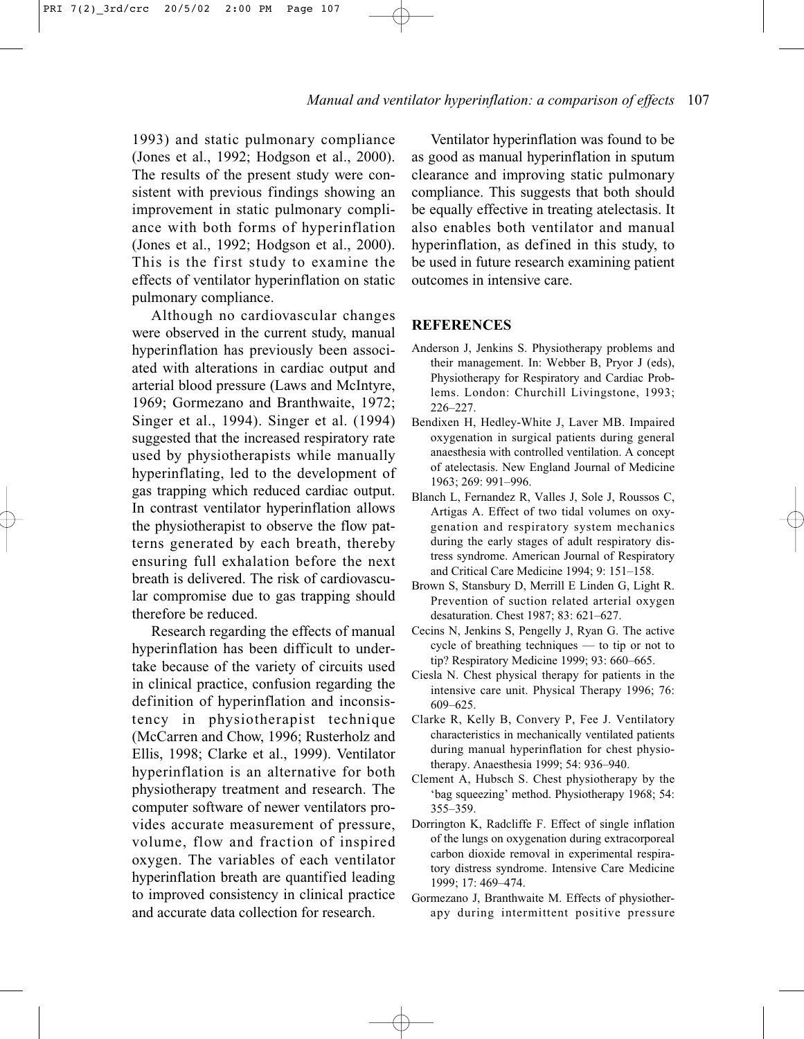1993) and static pulmonary compliance (Jones et al., 1992; Hodgson et al., 2000). The results of the present study were consistent with previous findings showing an improvement in static pulmonary compliance with both forms of hyperinflation (Jones et al., 1992; Hodgson et al., 2000). This is the first study to examine the effects of ventilator hyperinflation on static pulmonary compliance.

Although no cardiovascular changes were observed in the current study, manual hyperinflation has previously been associated with alterations in cardiac output and arterial blood pressure (Laws and McIntyre, 1969; Gormezano and Branthwaite, 1972; Singer et al., 1994). Singer et al. (1994) suggested that the increased respiratory rate used by physiotherapists while manually hyperinflating, led to the development of gas trapping which reduced cardiac output. In contrast ventilator hyperinflation allows the physiotherapist to observe the flow patterns generated by each breath, thereby ensuring full exhalation before the next breath is delivered. The risk of cardiovascular compromise due to gas trapping should therefore be reduced.

Research regarding the effects of manual hyperinflation has been difficult to undertake because of the variety of circuits used in clinical practice, confusion regarding the definition of hyperinflation and inconsistency in physiotherapist technique (McCarren and Chow, 1996; Rusterholz and Ellis, 1998; Clarke et al., 1999). Ventilator hyperinflation is an alternative for both physiotherapy treatment and research. The computer software of newer ventilators provides accurate measurement of pressure, volume, flow and fraction of inspired oxygen. The variables of each ventilator hyperinflation breath are quantified leading to improved consistency in clinical practice and accurate data collection for research.

Ventilator hyperinflation was found to be as good as manual hyperinflation in sputum clearance and improving static pulmonary compliance. This suggests that both should be equally effective in treating atelectasis. It also enables both ventilator and manual hyperinflation, as defined in this study, to be used in future research examining patient outcomes in intensive care.

## REFERENCES

Anderson J, Jenkins S. Physiotherapy problems and their management. In: Webber B, Pryor J (eds), Physiotherapy for Respiratory and Cardiac Problems. London: Churchill Livingstone, 1993; 226–227.

Bendixen H, Hedley-White J, Laver MB. Impaired oxygenation in surgical patients during general anaesthesia with controlled ventilation. A concept of atelectasis. New England Journal of Medicine 1963; 269: 991–996.

Blanch L, Fernandez R, Valles J, Sole J, Roussos C, Artigas A. Effect of two tidal volumes on oxygenation and respiratory system mechanics during the early stages of adult respiratory distress syndrome. American Journal of Respiratory and Critical Care Medicine 1994; 9: 151–158.

Brown S, Stansbury D, Merrill E Linden G, Light R. Prevention of suction related arterial oxygen desaturation. Chest 1987; 83: 621–627.

Cecins N, Jenkins S, Pengelly J, Ryan G. The active cycle of breathing techniques — to tip or not to tip? Respiratory Medicine 1999; 93: 660–665.

Ciesla N. Chest physical therapy for patients in the intensive care unit. Physical Therapy 1996; 76: 609–625.

Clarke R, Kelly B, Convery P, Fee J. Ventilatory characteristics in mechanically ventilated patients during manual hyperinflation for chest physiotherapy. Anaesthesia 1999; 54: 936–940.

Clement A, Hubsch S. Chest physiotherapy by the 'bag squeezing' method. Physiotherapy 1968; 54: 355–359.

Dorrington K, Radcliffe F. Effect of single inflation of the lungs on oxygenation during extracorporeal carbon dioxide removal in experimental respiratory distress syndrome. Intensive Care Medicine 1999; 17: 469–474.

Gormezano J, Branthwaite M. Effects of physiotherapy during intermittent positive pressure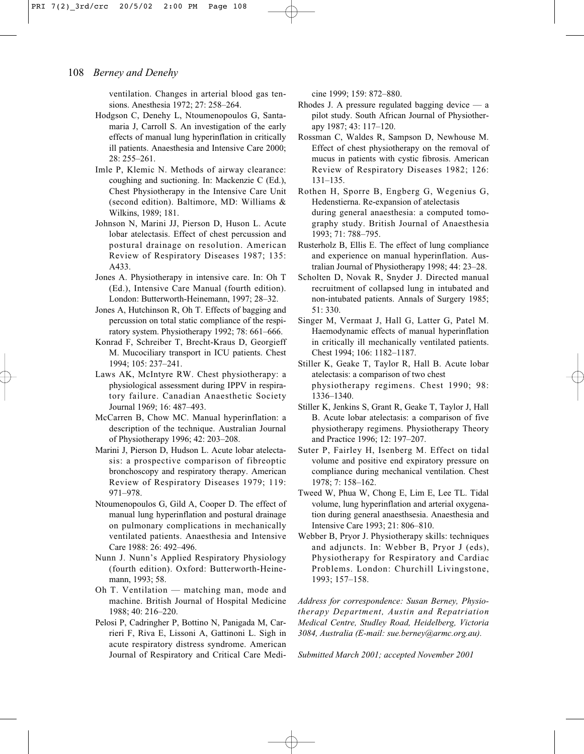ventilation. Changes in arterial blood gas tensions. Anesthesia 1972; 27: 258–264.

Hodgson C, Denehy L, Ntoumenopoulos G, Santamaria J, Carroll S. An investigation of the early effects of manual lung hyperinflation in critically ill patients. Anaesthesia and Intensive Care 2000; 28: 255–261.

Imle P, Klemic N. Methods of airway clearance: coughing and suctioning. In: Mackenzie C (Ed.), Chest Physiotherapy in the Intensive Care Unit (second edition). Baltimore, MD: Williams & Wilkins, 1989; 181.

Johnson N, Marini JJ, Pierson D, Huson L. Acute lobar atelectasis. Effect of chest percussion and postural drainage on resolution. American Review of Respiratory Diseases 1987; 135: A433.

Jones A. Physiotherapy in intensive care. In: Oh T (Ed.), Intensive Care Manual (fourth edition). London: Butterworth-Heinemann, 1997; 28–32.

Jones A, Hutchinson R, Oh T. Effects of bagging and percussion on total static compliance of the respiratory system. Physiotherapy 1992; 78: 661–666.

Konrad F, Schreiber T, Brecht-Kraus D, Georgieff M. Mucociliary transport in ICU patients. Chest 1994; 105: 237–241.

Laws AK, McIntyre RW. Chest physiotherapy: a physiological assessment during IPPV in respiratory failure. Canadian Anaesthetic Society Journal 1969; 16: 487–493.

McCarren B, Chow MC. Manual hyperinflation: a description of the technique. Australian Journal of Physiotherapy 1996; 42: 203–208.

Marini J, Pierson D, Hudson L. Acute lobar atelectasis: a prospective comparison of fibreoptic bronchoscopy and respiratory therapy. American Review of Respiratory Diseases 1979; 119: 971–978.

Ntoumenopoulos G, Gild A, Cooper D. The effect of manual lung hyperinflation and postural drainage on pulmonary complications in mechanically ventilated patients. Anaesthesia and Intensive Care 1988: 26: 492–496.

Nunn J. Nunn's Applied Respiratory Physiology (fourth edition). Oxford: Butterworth-Heinemann, 1993; 58.

Oh T. Ventilation — matching man, mode and machine. British Journal of Hospital Medicine 1988; 40: 216–220.

Pelosi P, Cadringher P, Bottino N, Panigada M, Carrieri F, Riva E, Lissoni A, Gattinoni L. Sigh in acute respiratory distress syndrome. American Journal of Respiratory and Critical Care Medicine 1999; 159: 872–880.

Rhodes J. A pressure regulated bagging device — a pilot study. South African Journal of Physiotherapy 1987; 43: 117–120.

Rossman C, Waldes R, Sampson D, Newhouse M. Effect of chest physiotherapy on the removal of mucus in patients with cystic fibrosis. American Review of Respiratory Diseases 1982; 126: 131–135.

Rothen H, Sporre B, Engberg G, Wegenius G, Hedenstierna. Re-expansion of atelectasis during general anaesthesia: a computed tomography study. British Journal of Anaesthesia 1993; 71: 788–795.

Rusterholz B, Ellis E. The effect of lung compliance and experience on manual hyperinflation. Australian Journal of Physiotherapy 1998; 44: 23–28.

Scholten D, Novak R, Snyder J. Directed manual recruitment of collapsed lung in intubated and non-intubated patients. Annals of Surgery 1985; 51: 330.

Singer M, Vermaat J, Hall G, Latter G, Patel M. Haemodynamic effects of manual hyperinflation in critically ill mechanically ventilated patients. Chest 1994; 106: 1182–1187.

Stiller K, Geake T, Taylor R, Hall B. Acute lobar atelectasis: a comparison of two chest physiotherapy regimens. Chest 1990; 98: 1336–1340.

Stiller K, Jenkins S, Grant R, Geake T, Taylor J, Hall B. Acute lobar atelectasis: a comparison of five physiotherapy regimens. Physiotherapy Theory and Practice 1996; 12: 197–207.

Suter P, Fairley H, Isenberg M. Effect on tidal volume and positive end expiratory pressure on compliance during mechanical ventilation. Chest 1978; 7: 158–162.

Tweed W, Phua W, Chong E, Lim E, Lee TL. Tidal volume, lung hyperinflation and arterial oxygenation during general anaesthsesia. Anaesthesia and Intensive Care 1993; 21: 806–810.

Webber B, Pryor J. Physiotherapy skills: techniques and adjuncts. In: Webber B, Pryor J (eds), Physiotherapy for Respiratory and Cardiac Problems. London: Churchill Livingstone, 1993; 157–158.

*Address for correspondence: Susan Berney, Physiotherapy Department, Austin and Repatriation Medical Centre, Studley Road, Heidelberg, Victoria 3084, Australia (E-mail: sue.berney@armc.org.au).*

*Submitted March 2001; accepted November 2001*